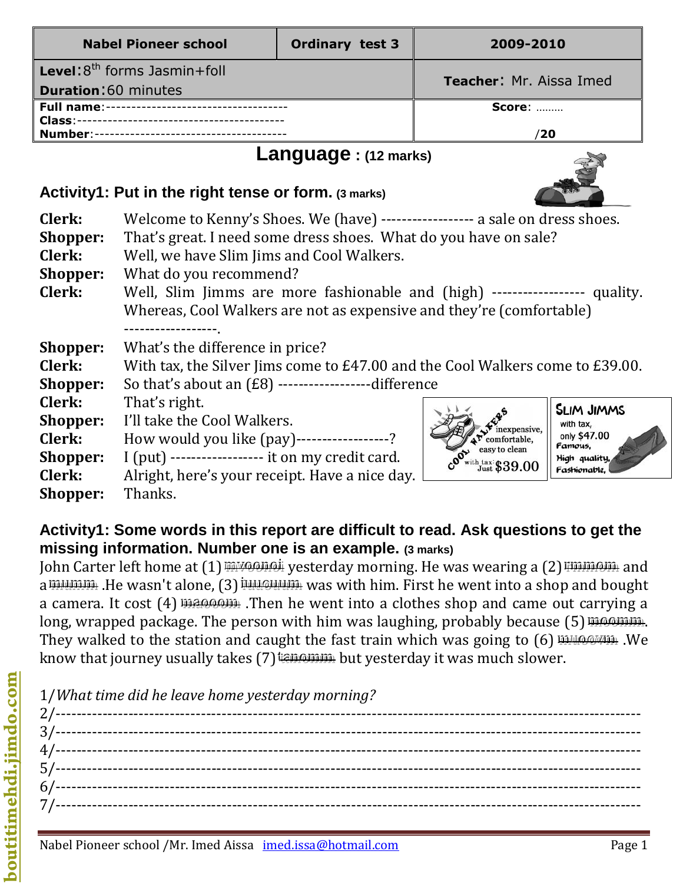| Nabel Pioneer school | Ordinary test 3 | 2009-2010 |
|---|---|---|
| **Level**: 8th forms Jasmin+foll<br>**Duration**: 60 minutes | | **Teacher**: Mr. Aissa Imed |
| **Full name**:------------------------------------<br>**Class**:------------------------------------------<br>**Number**:--------------------------------------- | | **Score**: .........<br>/**20** |

# Language : (12 marks)

## Activity1: Put in the right tense or form. (3 marks)

**Clerk:** Welcome to Kenny's Shoes. We (have) ----------------- a sale on dress shoes.
**Shopper:** That's great. I need some dress shoes. What do you have on sale?
**Clerk:** Well, we have Slim Jims and Cool Walkers.
**Shopper:** What do you recommend?
**Clerk:** Well, Slim Jimms are more fashionable and (high) ----------------- quality. Whereas, Cool Walkers are not as expensive and they're (comfortable) ------------------.
**Shopper:** What's the difference in price?
**Clerk:** With tax, the Silver Jims come to £47.00 and the Cool Walkers come to £39.00.
**Shopper:** So that's about an (£8) ------------------difference
**Clerk:** That's right.
**Shopper:** I'll take the Cool Walkers.
**Clerk:** How would you like (pay)------------------?
**Shopper:** I (put) ----------------- it on my credit card.
**Clerk:** Alright, here's your receipt. Have a nice day.
**Shopper:** Thanks.

COOL WALKERS: inexpensive, comfortable, easy to clean. with tax: Just $39.00

SLIM JIMMS: with tax, only $47.00. Famous, High quality, Fashionable,

## Activity1: Some words in this report are difficult to read. Ask questions to get the missing information. Number one is an example. (3 marks)

John Carter left home at (1) mvoonoi yesterday morning. He was wearing a (2) rmmom and a muumm .He wasn't alone, (3) iuuouuum was with him. First he went into a shop and bought a camera. It cost (4) maoooom .Then he went into a clothes shop and came out carrying a long, wrapped package. The person with him was laughing, probably because (5) moomm. They walked to the station and caught the fast train which was going to (6) muoovm .We know that journey usually takes (7) tanomm but yesterday it was much slower.

1/ *What time did he leave home yesterday morning?*
2/------------------------------------------------------------------------------------------------------------
3/------------------------------------------------------------------------------------------------------------
4/------------------------------------------------------------------------------------------------------------
5/------------------------------------------------------------------------------------------------------------
6/------------------------------------------------------------------------------------------------------------
7/------------------------------------------------------------------------------------------------------------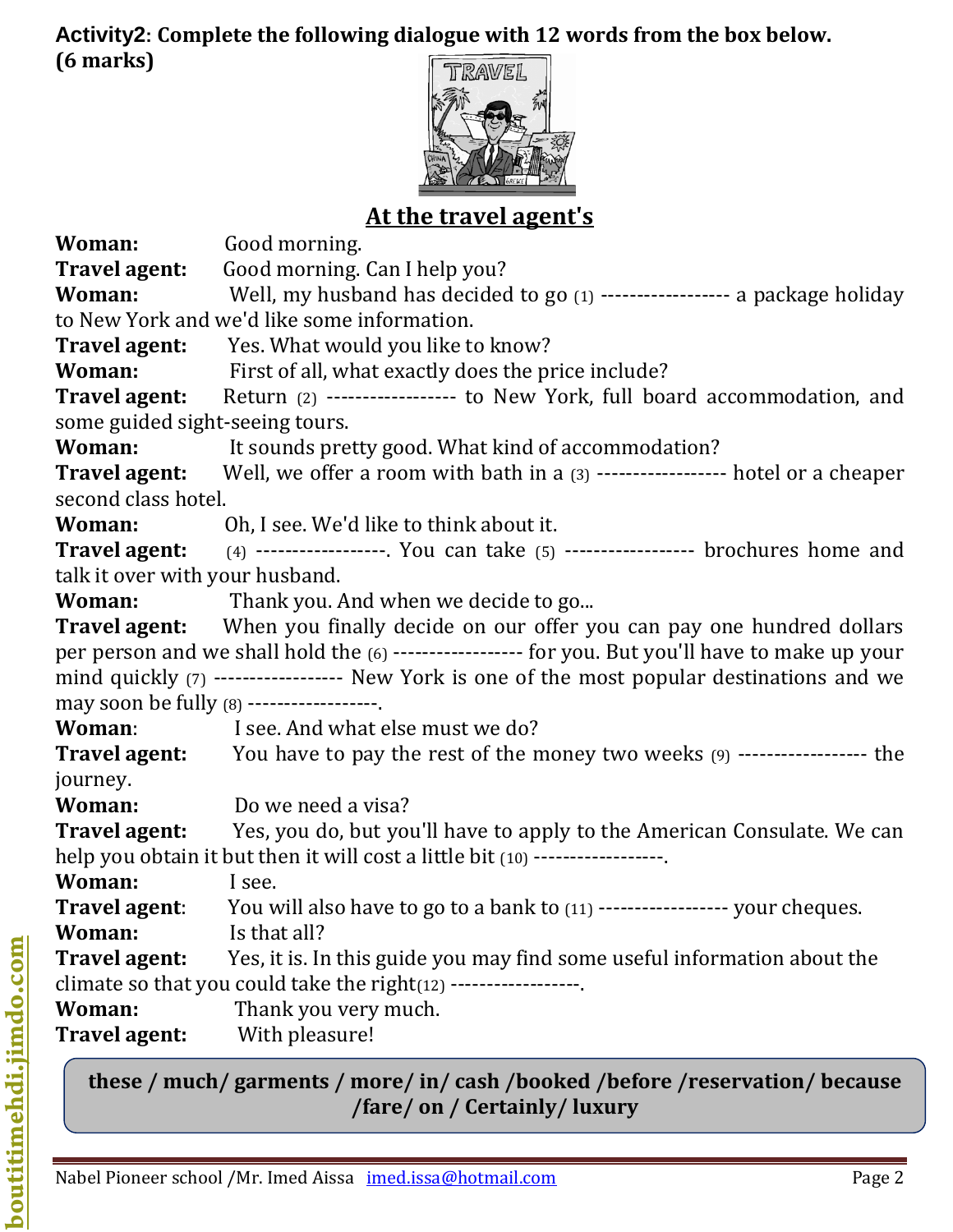**Activity2: Complete the following dialogue with 12 words from the box below. (6 marks)**

## At the travel agent's

**Woman:** Good morning.

**Travel agent:** Good morning. Can I help you?

**Woman:** Well, my husband has decided to go (1) ----------------- a package holiday to New York and we'd like some information.

**Travel agent:** Yes. What would you like to know?

**Woman:** First of all, what exactly does the price include?

**Travel agent:** Return (2) ----------------- to New York, full board accommodation, and some guided sight-seeing tours.

**Woman:** It sounds pretty good. What kind of accommodation?

**Travel agent:** Well, we offer a room with bath in a (3) ----------------- hotel or a cheaper second class hotel.

**Woman:** Oh, I see. We'd like to think about it.

**Travel agent:** (4) -----------------. You can take (5) ----------------- brochures home and talk it over with your husband.

**Woman:** Thank you. And when we decide to go...

**Travel agent:** When you finally decide on our offer you can pay one hundred dollars per person and we shall hold the (6) ----------------- for you. But you'll have to make up your mind quickly (7) ----------------- New York is one of the most popular destinations and we may soon be fully (8) -----------------.

**Woman:** I see. And what else must we do?

**Travel agent:** You have to pay the rest of the money two weeks (9) ----------------- the journey.

**Woman:** Do we need a visa?

**Travel agent:** Yes, you do, but you'll have to apply to the American Consulate. We can help you obtain it but then it will cost a little bit (10) -----------------.

**Woman:** I see.

**Travel agent:** You will also have to go to a bank to (11) ----------------- your cheques.

**Woman:** Is that all?

**Travel agent:** Yes, it is. In this guide you may find some useful information about the climate so that you could take the right(12) -----------------.

**Woman:** Thank you very much.

**Travel agent:** With pleasure!

**these / much/ garments / more/ in/ cash /booked /before /reservation/ because /fare/ on / Certainly/ luxury**

Nabel Pioneer school /Mr. Imed Aissa imed.issa@hotmail.com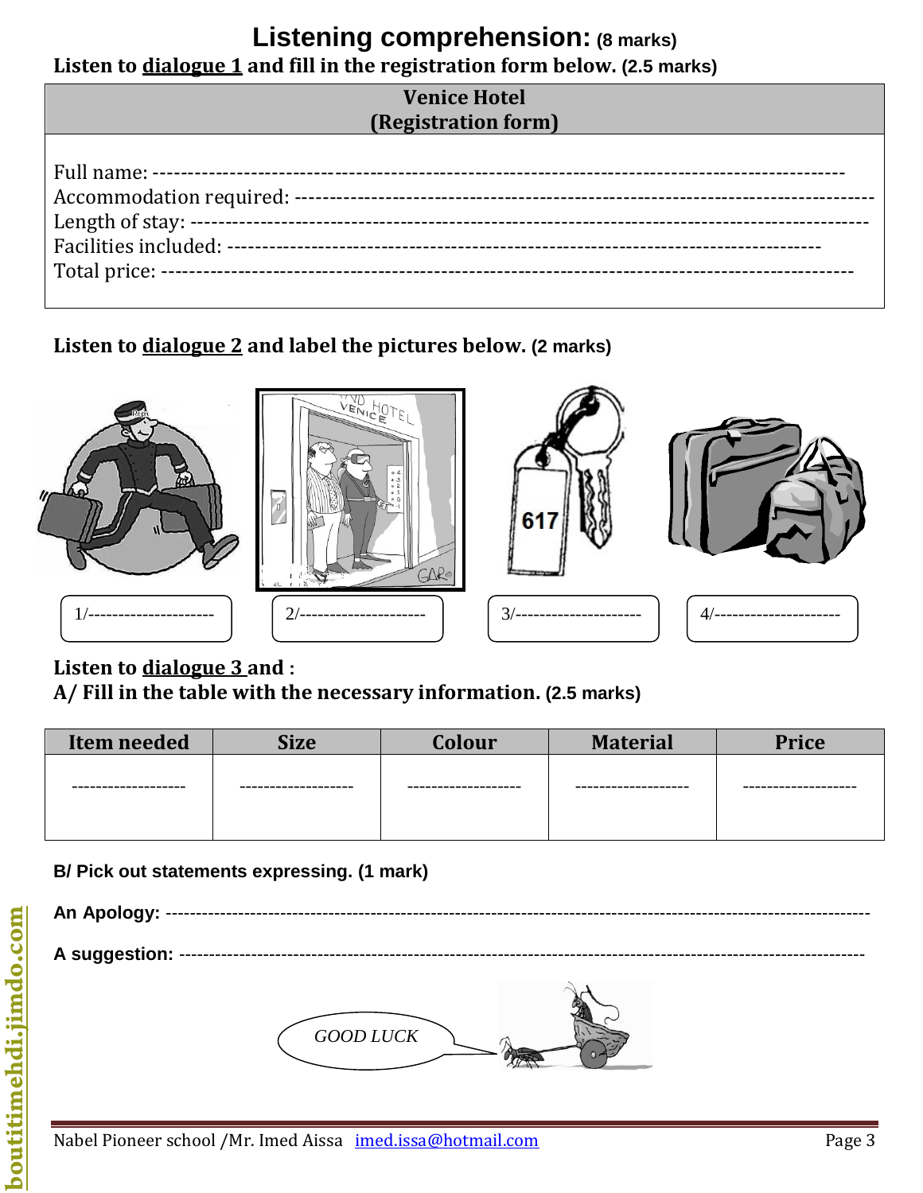# Listening comprehension: (8 marks)

**Listen to <u>dialogue 1</u> and fill in the registration form below. (2.5 marks)**

| **Venice Hotel (Registration form)** |
| --- |
| Full name: ------------------------------------------------------------------------------------------------ <br> Accommodation required: ------------------------------------------------------------------------------ <br> Length of stay: ------------------------------------------------------------------------------------------ <br> Facilities included: -------------------------------------------------------------------------------- <br> Total price: ---------------------------------------------------------------------------------------------- |

**Listen to <u>dialogue 2</u> and label the pictures below. (2 marks)**

1/---------------------- 2/---------------------- 3/---------------------- 4/----------------------

**Listen to <u>dialogue 3</u> and :**

**A/ Fill in the table with the necessary information. (2.5 marks)**

| Item needed | Size | Colour | Material | Price |
| --- | --- | --- | --- | --- |
| ------------------- | ------------------- | ------------------- | ------------------- | ------------------- |

**B/ Pick out statements expressing. (1 mark)**

**An Apology:** -----------------------------------------------------------------------------------------------------------

**A suggestion:** ----------------------------------------------------------------------------------------------------------

*GOOD LUCK*

Nabel Pioneer school /Mr. Imed Aissa imed.issa@hotmail.com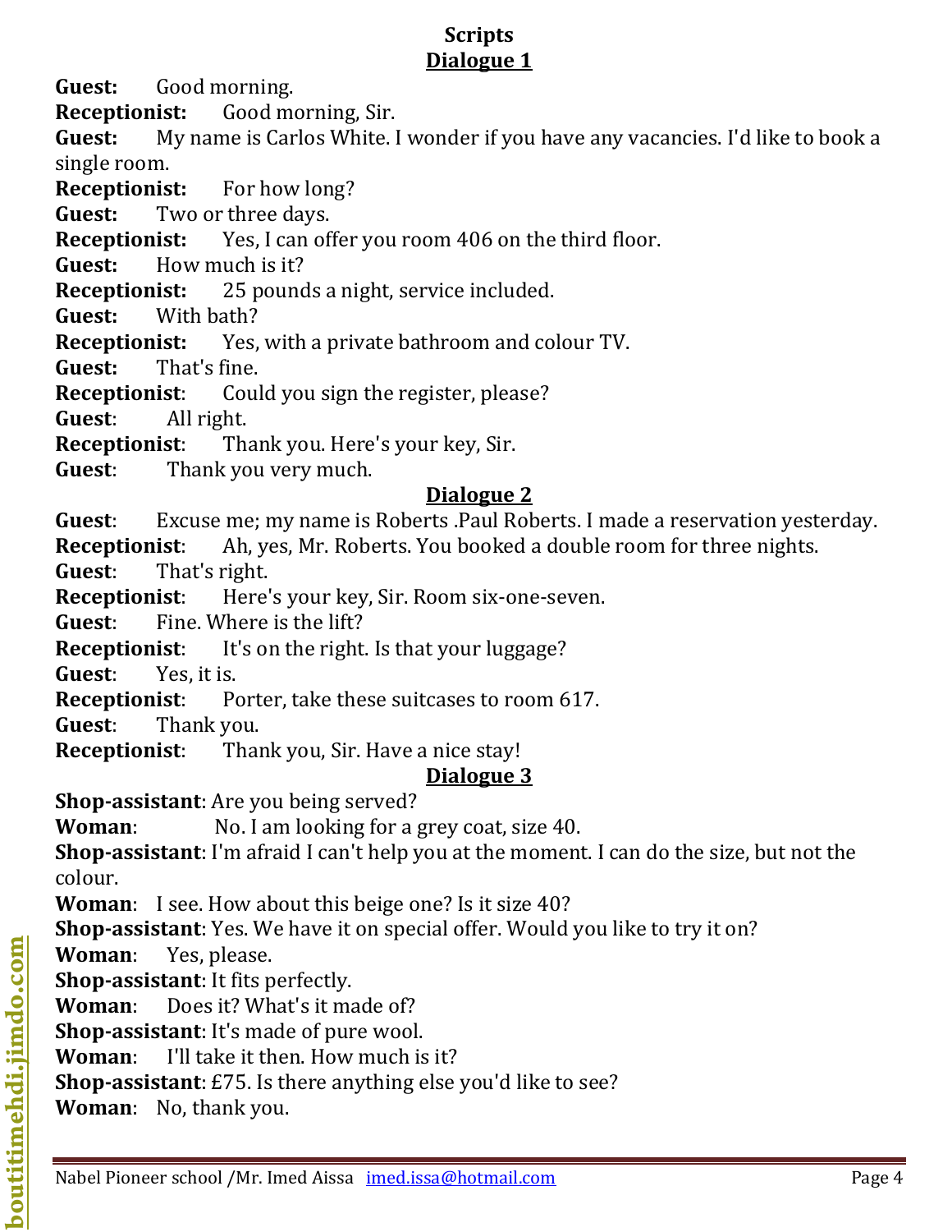# Scripts

## Dialogue 1

**Guest:** Good morning.
**Receptionist:** Good morning, Sir.
**Guest:** My name is Carlos White. I wonder if you have any vacancies. I'd like to book a single room.
**Receptionist:** For how long?
**Guest:** Two or three days.
**Receptionist:** Yes, I can offer you room 406 on the third floor.
**Guest:** How much is it?
**Receptionist:** 25 pounds a night, service included.
**Guest:** With bath?
**Receptionist:** Yes, with a private bathroom and colour TV.
**Guest:** That's fine.
**Receptionist**: Could you sign the register, please?
**Guest**: All right.
**Receptionist**: Thank you. Here's your key, Sir.
**Guest**: Thank you very much.

## Dialogue 2

**Guest**: Excuse me; my name is Roberts .Paul Roberts. I made a reservation yesterday.
**Receptionist**: Ah, yes, Mr. Roberts. You booked a double room for three nights.
**Guest**: That's right.
**Receptionist**: Here's your key, Sir. Room six-one-seven.
**Guest**: Fine. Where is the lift?
**Receptionist**: It's on the right. Is that your luggage?
**Guest**: Yes, it is.
**Receptionist**: Porter, take these suitcases to room 617.
**Guest**: Thank you.
**Receptionist**: Thank you, Sir. Have a nice stay!

## Dialogue 3

**Shop-assistant**: Are you being served?
**Woman**: No. I am looking for a grey coat, size 40.
**Shop-assistant**: I'm afraid I can't help you at the moment. I can do the size, but not the colour.
**Woman**: I see. How about this beige one? Is it size 40?
**Shop-assistant**: Yes. We have it on special offer. Would you like to try it on?
**Woman**: Yes, please.
**Shop-assistant**: It fits perfectly.
**Woman**: Does it? What's it made of?
**Shop-assistant**: It's made of pure wool.
**Woman**: I'll take it then. How much is it?
**Shop-assistant**: £75. Is there anything else you'd like to see?
**Woman**: No, thank you.